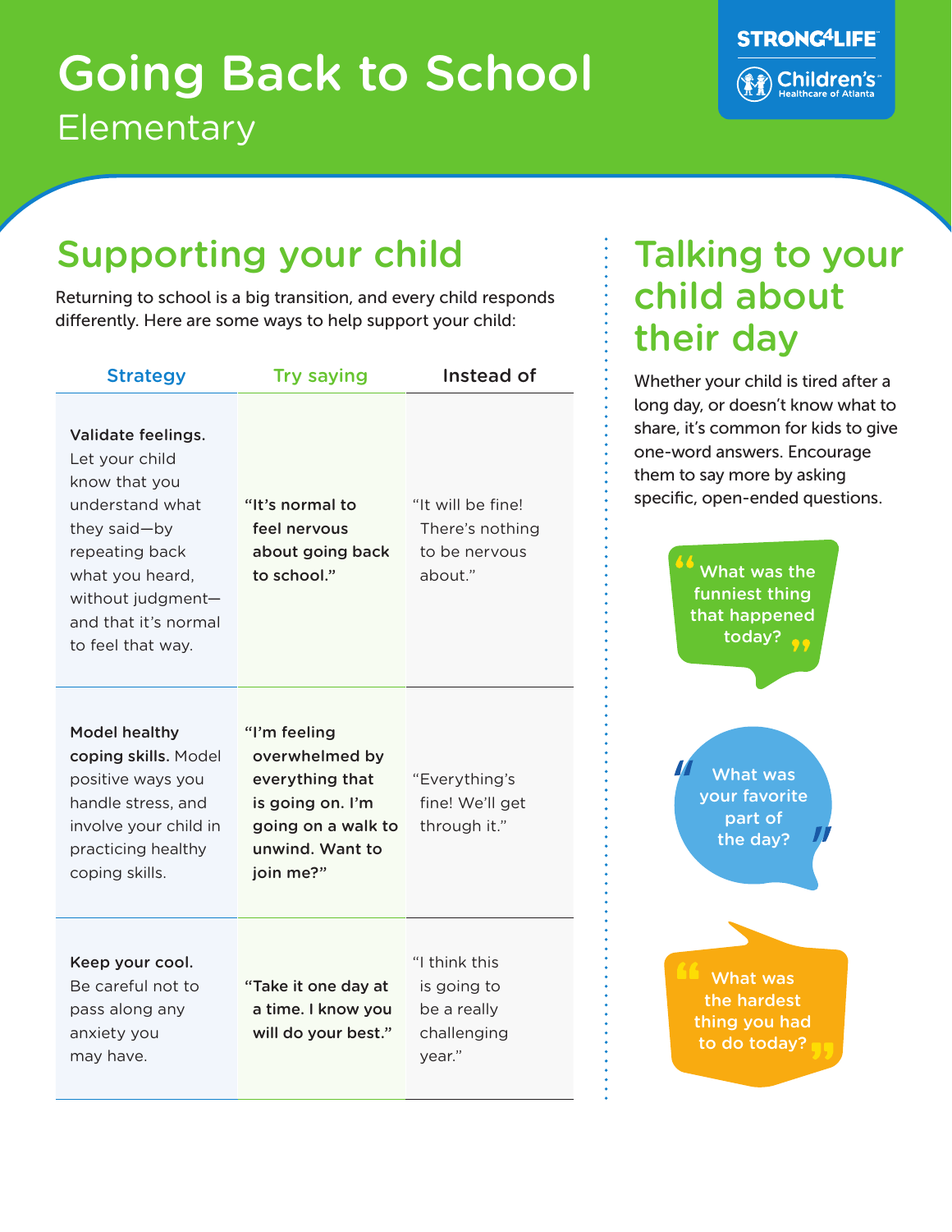# Going Back to School

Elementary

STRONG4LIFE

Children's Healthcare of Atlanta

## Supporting your child

Returning to school is a big transition, and every child responds differently. Here are some ways to help support your child:

| Strategy | Try saying | Instead of |
| --- | --- | --- |
| **Validate feelings.** Let your child know that you understand what they said—by repeating back what you heard, without judgment—and that it's normal to feel that way. | **"It's normal to feel nervous about going back to school."** | "It will be fine! There's nothing to be nervous about." |
| **Model healthy coping skills.** Model positive ways you handle stress, and involve your child in practicing healthy coping skills. | **"I'm feeling overwhelmed by everything that is going on. I'm going on a walk to unwind. Want to join me?"** | "Everything's fine! We'll get through it." |
| **Keep your cool.** Be careful not to pass along any anxiety you may have. | **"Take it one day at a time. I know you will do your best."** | "I think this is going to be a really challenging year." |

## Talking to your child about their day

Whether your child is tired after a long day, or doesn't know what to share, it's common for kids to give one-word answers. Encourage them to say more by asking specific, open-ended questions.

"What was the funniest thing that happened today?"

"What was your favorite part of the day?"

"What was the hardest thing you had to do today?"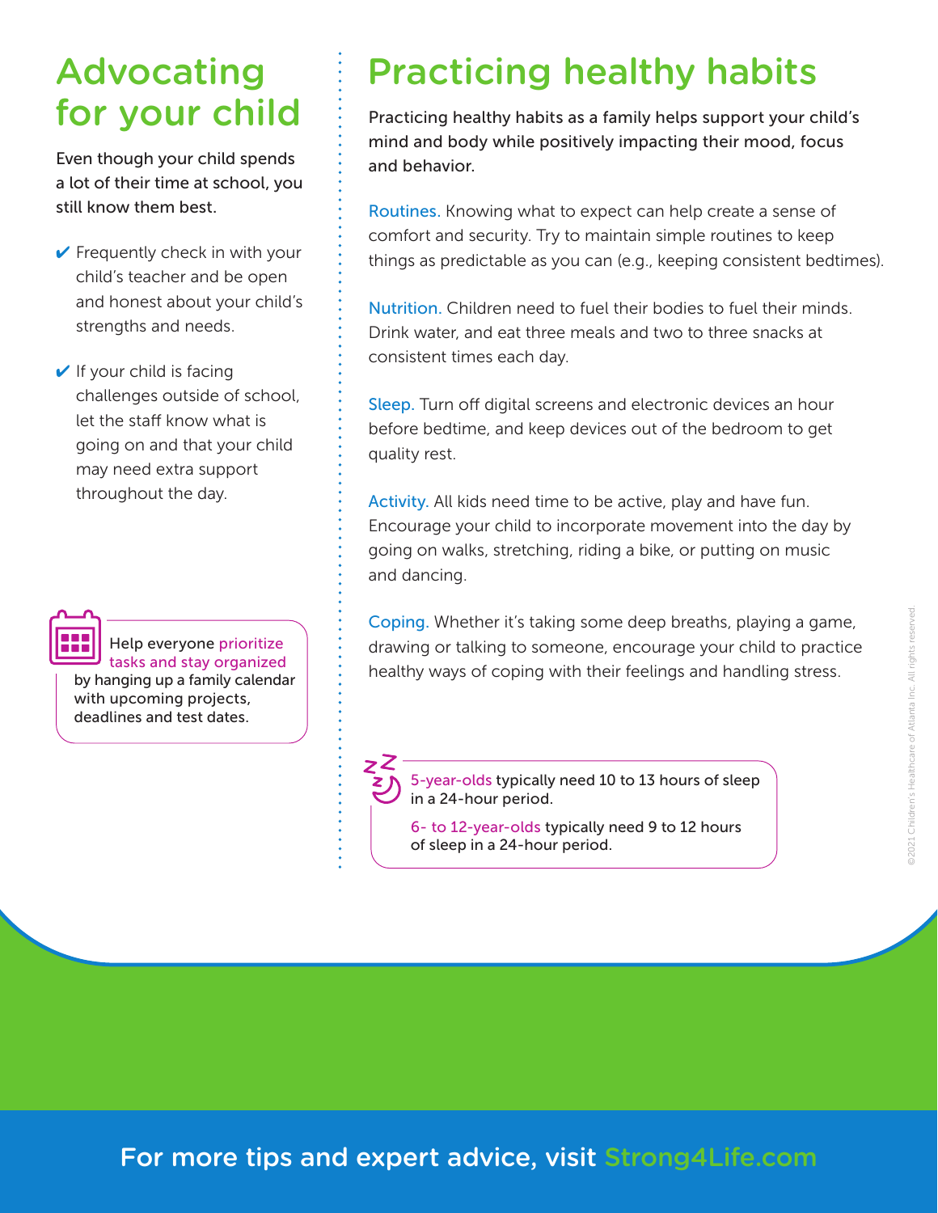## Advocating for your child

Even though your child spends a lot of their time at school, you still know them best.

- ✔ Frequently check in with your child's teacher and be open and honest about your child's strengths and needs.
- ✔ If your child is facing challenges outside of school, let the staff know what is going on and that your child may need extra support throughout the day.

Help everyone prioritize tasks and stay organized by hanging up a family calendar with upcoming projects, deadlines and test dates.

## Practicing healthy habits

Practicing healthy habits as a family helps support your child's mind and body while positively impacting their mood, focus and behavior.

**Routines.** Knowing what to expect can help create a sense of comfort and security. Try to maintain simple routines to keep things as predictable as you can (e.g., keeping consistent bedtimes).

**Nutrition.** Children need to fuel their bodies to fuel their minds. Drink water, and eat three meals and two to three snacks at consistent times each day.

**Sleep.** Turn off digital screens and electronic devices an hour before bedtime, and keep devices out of the bedroom to get quality rest.

**Activity.** All kids need time to be active, play and have fun. Encourage your child to incorporate movement into the day by going on walks, stretching, riding a bike, or putting on music and dancing.

**Coping.** Whether it's taking some deep breaths, playing a game, drawing or talking to someone, encourage your child to practice healthy ways of coping with their feelings and handling stress.

5-year-olds typically need 10 to 13 hours of sleep in a 24-hour period.

6- to 12-year-olds typically need 9 to 12 hours of sleep in a 24-hour period.

©2021 Children's Healthcare of Atlanta Inc. All rights reserved.

For more tips and expert advice, visit Strong4Life.com